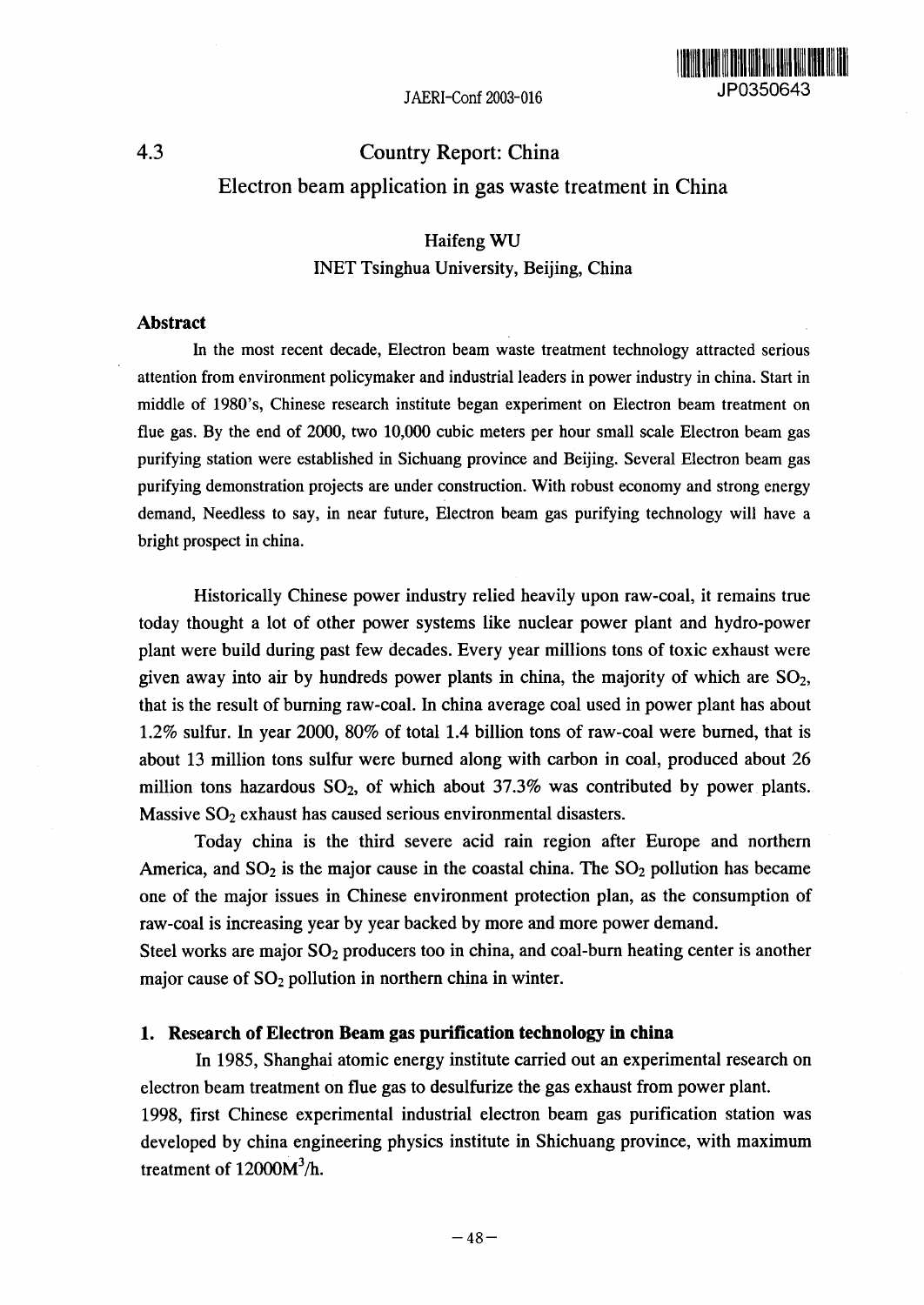# 4.3 Country Report: China

## Electron beam application in gas waste treatment in China

Haifeng WU

INET Tsinghua University, Beijing, China

### Abstract

In the most recent decade, Electron beam waste treatment technology attracted serious attention from environment policymaker and industrial leaders in power industry in china. Start in middle of 1980's, Chinese research institute began experiment on Electron beam treatment on flue gas. By the end of 2000, two 10,000 cubic meters per hour small scale Electron beam gas purifying station were established in Sichuang province and Beijing. Several Electron beam gas purifying demonstration projects are under construction. With robust economy and strong energy demand, Needless to say, in near future, Electron beam gas purifying technology will have a bright prospect in china.

Historically Chinese power industry relied heavily upon raw-coal, it remains true today thought a lot of other power systems like nuclear power plant and hydro-power plant were build during past few decades. Every year millions tons of toxic exhaust were given away into air by hundreds power plants in china, the majority of which are $SO_2$, that is the result of burning raw-coal. In china average coal used in power plant has about 1.2% sulfur. In year 2000, 80% of total 1.4 billion tons of raw-coal were burned, that is about 13 million tons sulfur were burned along with carbon in coal, produced about 26 million tons hazardous $SO_2$, of which about 37.3% was contributed by power plants. Massive $SO_2$ exhaust has caused serious environmental disasters.

Today china is the third severe acid rain region after Europe and northern America, and $SO_2$ is the major cause in the coastal china. The $SO_2$ pollution has became one of the major issues in Chinese environment protection plan, as the consumption of raw-coal is increasing year by year backed by more and more power demand.
Steel works are major $SO_2$ producers too in china, and coal-burn heating center is another major cause of $SO_2$ pollution in northern china in winter.

### 1. Research of Electron Beam gas purification technology in china

In 1985, Shanghai atomic energy institute carried out an experimental research on electron beam treatment on flue gas to desulfurize the gas exhaust from power plant.
1998, first Chinese experimental industrial electron beam gas purification station was developed by china engineering physics institute in Shichuang province, with maximum treatment of $12000M^3/h$.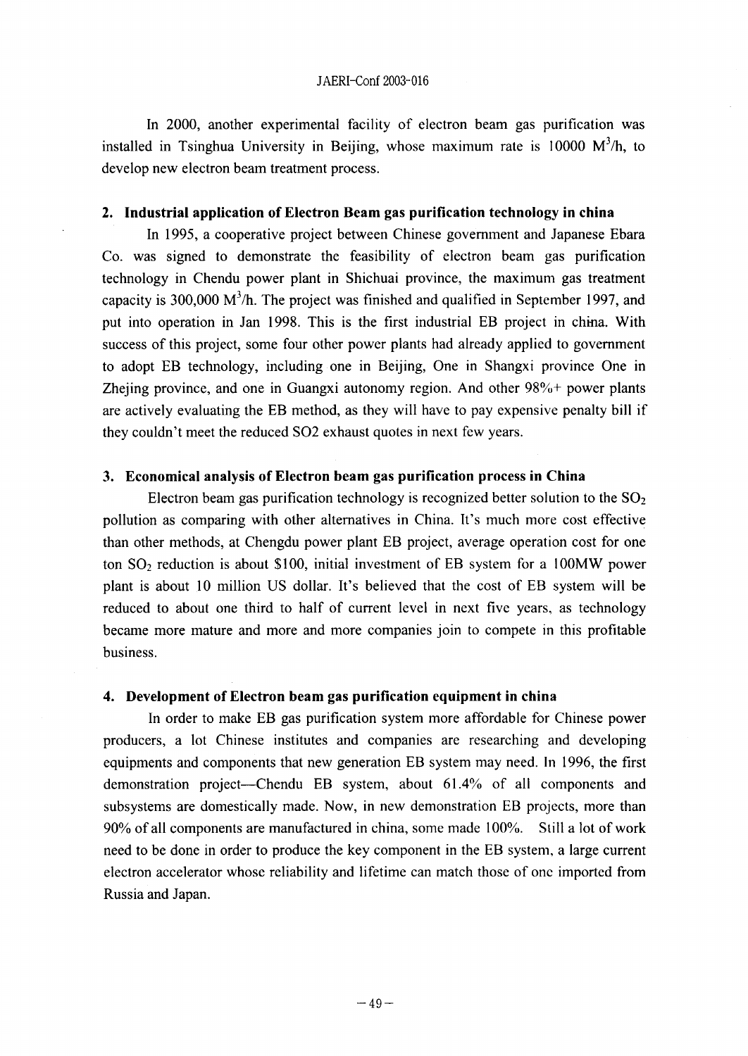In 2000, another experimental facility of electron beam gas purification was installed in Tsinghua University in Beijing, whose maximum rate is 10000 $M^3/h$, to develop new electron beam treatment process.

## 2. Industrial application of Electron Beam gas purification technology in china

In 1995, a cooperative project between Chinese government and Japanese Ebara Co. was signed to demonstrate the feasibility of electron beam gas purification technology in Chendu power plant in Shichuai province, the maximum gas treatment capacity is 300,000 $M^3/h$. The project was finished and qualified in September 1997, and put into operation in Jan 1998. This is the first industrial EB project in china. With success of this project, some four other power plants had already applied to government to adopt EB technology, including one in Beijing, One in Shangxi province One in Zhejing province, and one in Guangxi autonomy region. And other 98%+ power plants are actively evaluating the EB method, as they will have to pay expensive penalty bill if they couldn't meet the reduced SO2 exhaust quotes in next few years.

## 3. Economical analysis of Electron beam gas purification process in China

Electron beam gas purification technology is recognized better solution to the $SO_2$ pollution as comparing with other alternatives in China. It's much more cost effective than other methods, at Chengdu power plant EB project, average operation cost for one ton $SO_2$ reduction is about $100, initial investment of EB system for a 100MW power plant is about 10 million US dollar. It's believed that the cost of EB system will be reduced to about one third to half of current level in next five years, as technology became more mature and more and more companies join to compete in this profitable business.

## 4. Development of Electron beam gas purification equipment in china

In order to make EB gas purification system more affordable for Chinese power producers, a lot Chinese institutes and companies are researching and developing equipments and components that new generation EB system may need. In 1996, the first demonstration project—Chendu EB system, about 61.4% of all components and subsystems are domestically made. Now, in new demonstration EB projects, more than 90% of all components are manufactured in china, some made 100%. Still a lot of work need to be done in order to produce the key component in the EB system, a large current electron accelerator whose reliability and lifetime can match those of one imported from Russia and Japan.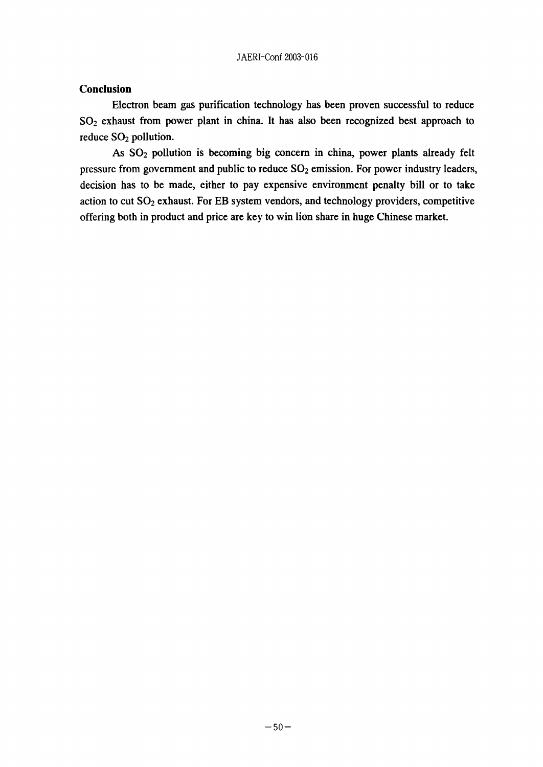## Conclusion

Electron beam gas purification technology has been proven successful to reduce $SO_2$ exhaust from power plant in china. It has also been recognized best approach to reduce $SO_2$ pollution.

As $SO_2$ pollution is becoming big concern in china, power plants already felt pressure from government and public to reduce $SO_2$ emission. For power industry leaders, decision has to be made, either to pay expensive environment penalty bill or to take action to cut $SO_2$ exhaust. For EB system vendors, and technology providers, competitive offering both in product and price are key to win lion share in huge Chinese market.